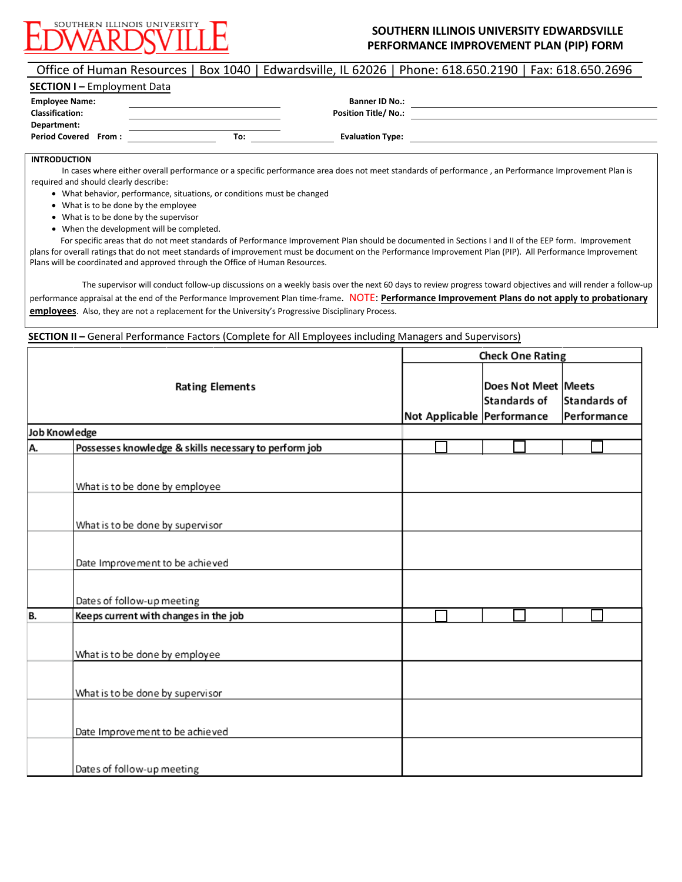SOUTHERN ILLINOIS UNIVERSITY EDWARDSVILLE

# SOUTHERN ILLINOIS UNIVERSITY EDWARDSVILLE
# PERFORMANCE IMPROVEMENT PLAN (PIP) FORM

Office of Human Resources | Box 1040 | Edwardsville, IL 62026 | Phone: 618.650.2190 | Fax: 618.650.2696

## SECTION I – Employment Data

**Employee Name:** ____________________ **Banner ID No.:** ____________________

**Classification:** ____________________ **Position Title/ No.:** ____________________

**Department:** ____________________

**Period Covered From :** ____________ **To:** ____________ **Evaluation Type:** ____________________

**INTRODUCTION**

In cases where either overall performance or a specific performance area does not meet standards of performance , an Performance Improvement Plan is required and should clearly describe:

- What behavior, performance, situations, or conditions must be changed
- What is to be done by the employee
- What is to be done by the supervisor
- When the development will be completed.

For specific areas that do not meet standards of Performance Improvement Plan should be documented in Sections I and II of the EEP form. Improvement plans for overall ratings that do not meet standards of improvement must be document on the Performance Improvement Plan (PIP). All Performance Improvement Plans will be coordinated and approved through the Office of Human Resources.

The supervisor will conduct follow-up discussions on a weekly basis over the next 60 days to review progress toward objectives and will render a follow-up performance appraisal at the end of the Performance Improvement Plan time-frame. NOTE: **Performance Improvement Plans do not apply to probationary employees**. Also, they are not a replacement for the University's Progressive Disciplinary Process.

## SECTION II – General Performance Factors (Complete for All Employees including Managers and Supervisors)

| | Rating Elements | Check One Rating | | |
|---|---|---|---|---|
| | | Not Applicable | Does Not Meet Standards of Performance | Meets Standards of Performance |
| **Job Knowledge** | | | | |
| **A.** | **Possesses knowledge & skills necessary to perform job** | ☐ | ☐ | ☐ |
| | What is to be done by employee | | | |
| | What is to be done by supervisor | | | |
| | Date Improvement to be achieved | | | |
| | Dates of follow-up meeting | | | |
| **B.** | **Keeps current with changes in the job** | ☐ | ☐ | ☐ |
| | What is to be done by employee | | | |
| | What is to be done by supervisor | | | |
| | Date Improvement to be achieved | | | |
| | Dates of follow-up meeting | | | |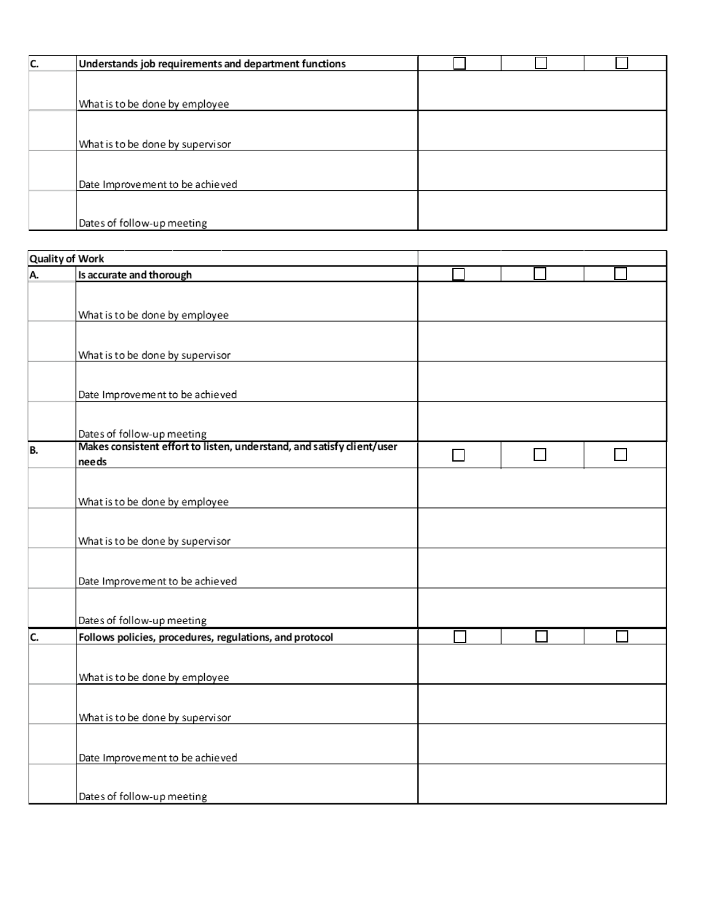| C. | **Understands job requirements and department functions** | ☐ | ☐ | ☐ |
|---|---|---|---|---|
| | What is to be done by employee | | | |
| | What is to be done by supervisor | | | |
| | Date Improvement to be achieved | | | |
| | Dates of follow-up meeting | | | |

| **Quality of Work** | | | | |
|---|---|---|---|---|
| **A.** | **Is accurate and thorough** | ☐ | ☐ | ☐ |
| | What is to be done by employee | | | |
| | What is to be done by supervisor | | | |
| | Date Improvement to be achieved | | | |
| | Dates of follow-up meeting | | | |
| **B.** | **Makes consistent effort to listen, understand, and satisfy client/user needs** | ☐ | ☐ | ☐ |
| | What is to be done by employee | | | |
| | What is to be done by supervisor | | | |
| | Date Improvement to be achieved | | | |
| | Dates of follow-up meeting | | | |
| **C.** | **Follows policies, procedures, regulations, and protocol** | ☐ | ☐ | ☐ |
| | What is to be done by employee | | | |
| | What is to be done by supervisor | | | |
| | Date Improvement to be achieved | | | |
| | Dates of follow-up meeting | | | |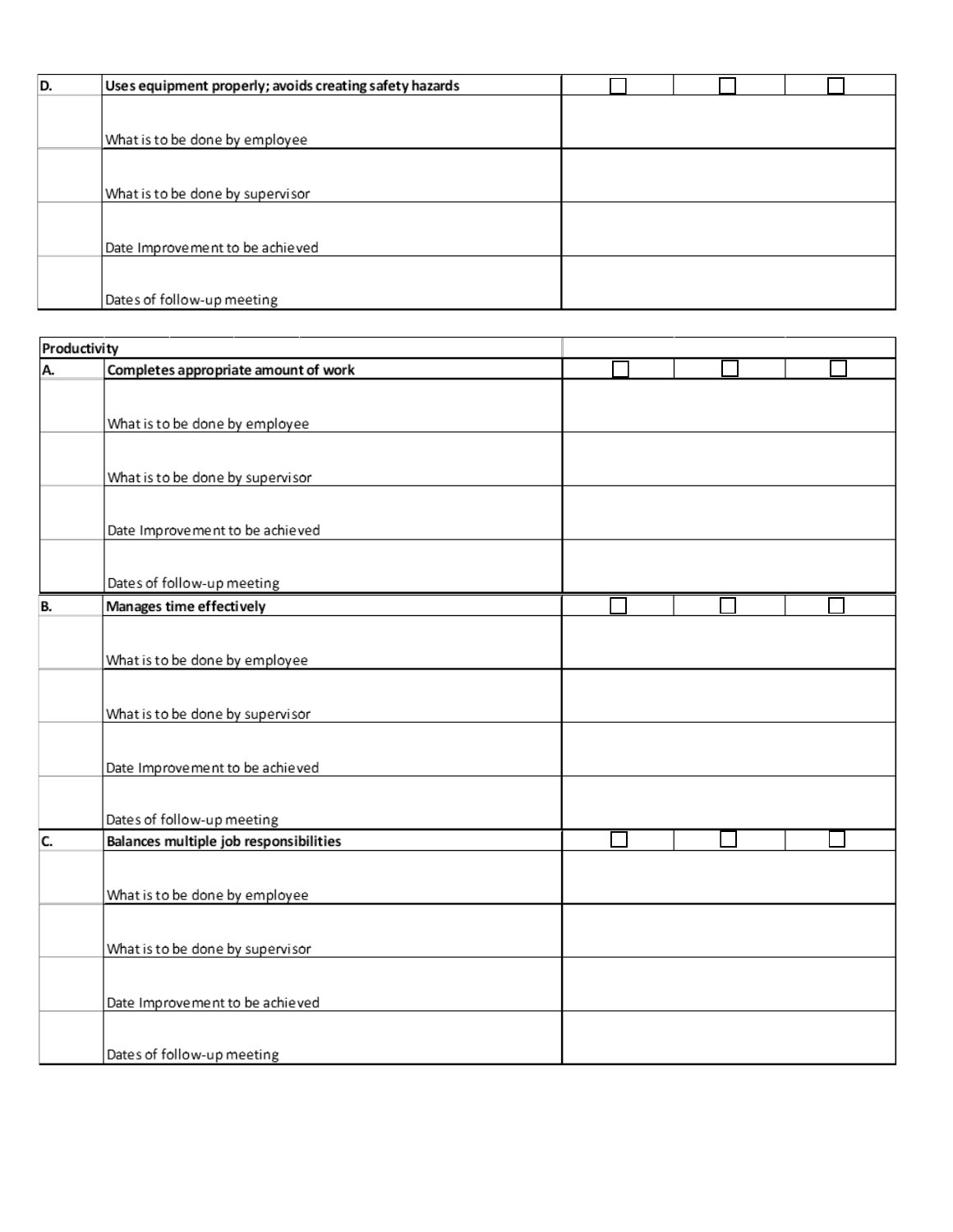| D. | **Uses equipment properly; avoids creating safety hazards** | ☐ | ☐ | ☐ |
|---|---|---|---|---|
| | What is to be done by employee | | | |
| | What is to be done by supervisor | | | |
| | Date Improvement to be achieved | | | |
| | Dates of follow-up meeting | | | |

| Productivity | | | | |
|---|---|---|---|---|
| A. | **Completes appropriate amount of work** | ☐ | ☐ | ☐ |
| | What is to be done by employee | | | |
| | What is to be done by supervisor | | | |
| | Date Improvement to be achieved | | | |
| | Dates of follow-up meeting | | | |
| B. | **Manages time effectively** | ☐ | ☐ | ☐ |
| | What is to be done by employee | | | |
| | What is to be done by supervisor | | | |
| | Date Improvement to be achieved | | | |
| | Dates of follow-up meeting | | | |
| C. | **Balances multiple job responsibilities** | ☐ | ☐ | ☐ |
| | What is to be done by employee | | | |
| | What is to be done by supervisor | | | |
| | Date Improvement to be achieved | | | |
| | Dates of follow-up meeting | | | |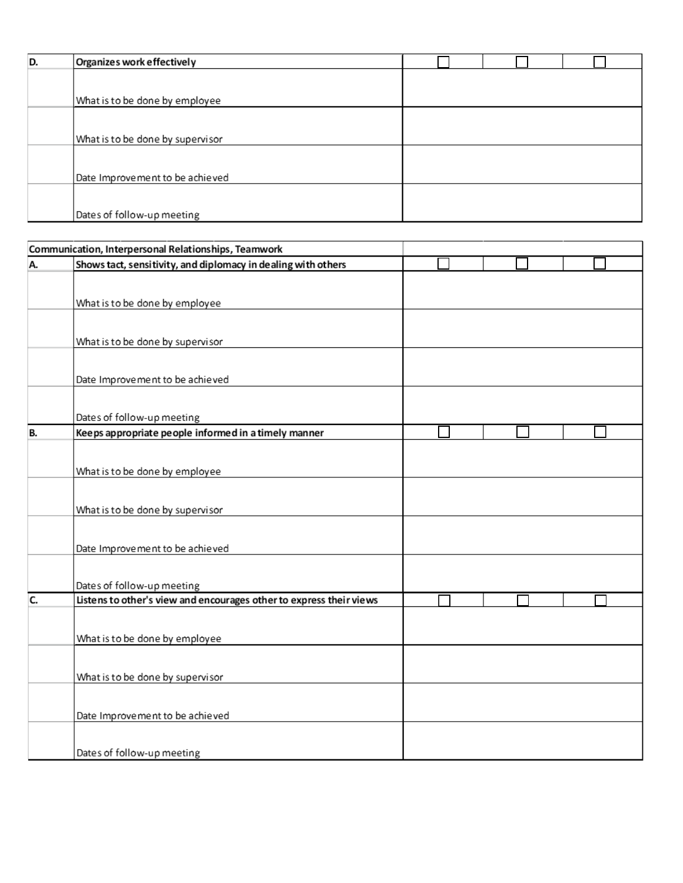| D. | Organizes work effectively | ☐ | ☐ | ☐ |
|---|---|---|---|---|
| | What is to be done by employee | | | |
| | What is to be done by supervisor | | | |
| | Date Improvement to be achieved | | | |
| | Dates of follow-up meeting | | | |

| Communication, Interpersonal Relationships, Teamwork | | | | |
|---|---|---|---|---|
| A. | Shows tact, sensitivity, and diplomacy in dealing with others | ☐ | ☐ | ☐ |
| | What is to be done by employee | | | |
| | What is to be done by supervisor | | | |
| | Date Improvement to be achieved | | | |
| | Dates of follow-up meeting | | | |
| B. | Keeps appropriate people informed in a timely manner | ☐ | ☐ | ☐ |
| | What is to be done by employee | | | |
| | What is to be done by supervisor | | | |
| | Date Improvement to be achieved | | | |
| | Dates of follow-up meeting | | | |
| C. | Listens to other's view and encourages other to express their views | ☐ | ☐ | ☐ |
| | What is to be done by employee | | | |
| | What is to be done by supervisor | | | |
| | Date Improvement to be achieved | | | |
| | Dates of follow-up meeting | | | |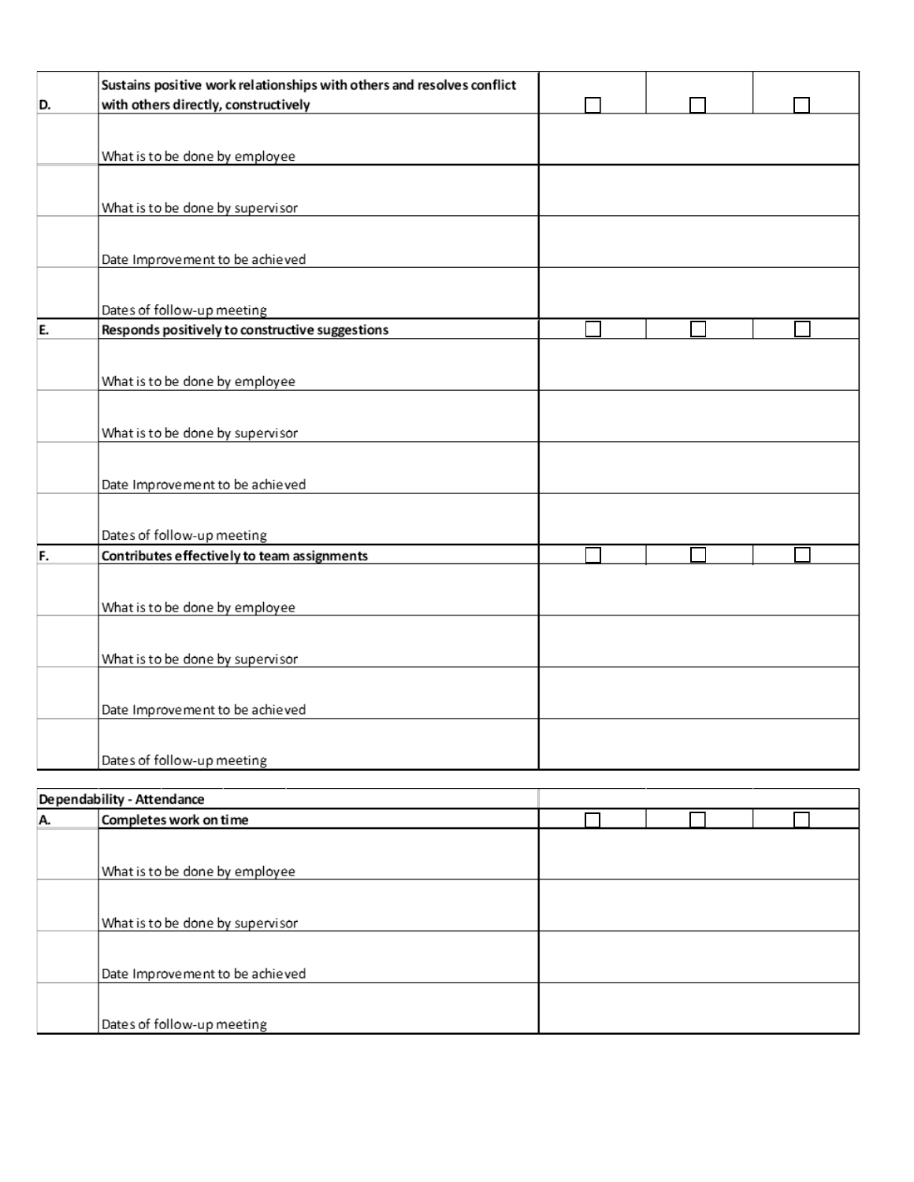| | | | | |
|---|---|---|---|---|
| **D.** | **Sustains positive work relationships with others and resolves conflict with others directly, constructively** | ☐ | ☐ | ☐ |
| | What is to be done by employee | | | |
| | What is to be done by supervisor | | | |
| | Date Improvement to be achieved | | | |
| | Dates of follow-up meeting | | | |
| **E.** | **Responds positively to constructive suggestions** | ☐ | ☐ | ☐ |
| | What is to be done by employee | | | |
| | What is to be done by supervisor | | | |
| | Date Improvement to be achieved | | | |
| | Dates of follow-up meeting | | | |
| **F.** | **Contributes effectively to team assignments** | ☐ | ☐ | ☐ |
| | What is to be done by employee | | | |
| | What is to be done by supervisor | | | |
| | Date Improvement to be achieved | | | |
| | Dates of follow-up meeting | | | |

| | | | | |
|---|---|---|---|---|
| **Dependability - Attendance** | | | | |
| **A.** | **Completes work on time** | ☐ | ☐ | ☐ |
| | What is to be done by employee | | | |
| | What is to be done by supervisor | | | |
| | Date Improvement to be achieved | | | |
| | Dates of follow-up meeting | | | |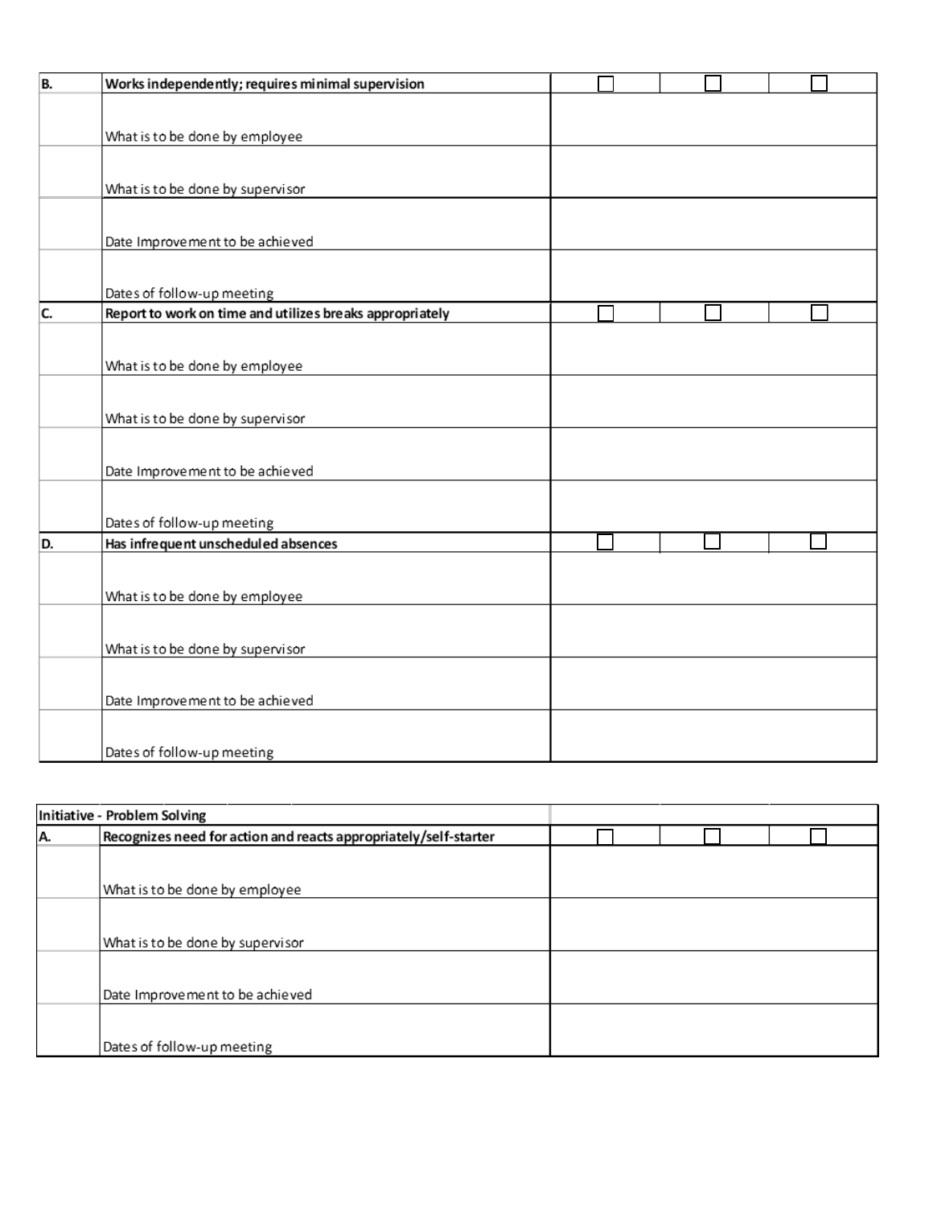| | | | | |
|---|---|---|---|---|
| **B.** | **Works independently; requires minimal supervision** | ☐ | ☐ | ☐ |
| | What is to be done by employee | | | |
| | What is to be done by supervisor | | | |
| | Date Improvement to be achieved | | | |
| | Dates of follow-up meeting | | | |
| **C.** | **Report to work on time and utilizes breaks appropriately** | ☐ | ☐ | ☐ |
| | What is to be done by employee | | | |
| | What is to be done by supervisor | | | |
| | Date Improvement to be achieved | | | |
| | Dates of follow-up meeting | | | |
| **D.** | **Has infrequent unscheduled absences** | ☐ | ☐ | ☐ |
| | What is to be done by employee | | | |
| | What is to be done by supervisor | | | |
| | Date Improvement to be achieved | | | |
| | Dates of follow-up meeting | | | |

| **Initiative - Problem Solving** | | | | |
|---|---|---|---|---|
| **A.** | **Recognizes need for action and reacts appropriately/self-starter** | ☐ | ☐ | ☐ |
| | What is to be done by employee | | | |
| | What is to be done by supervisor | | | |
| | Date Improvement to be achieved | | | |
| | Dates of follow-up meeting | | | |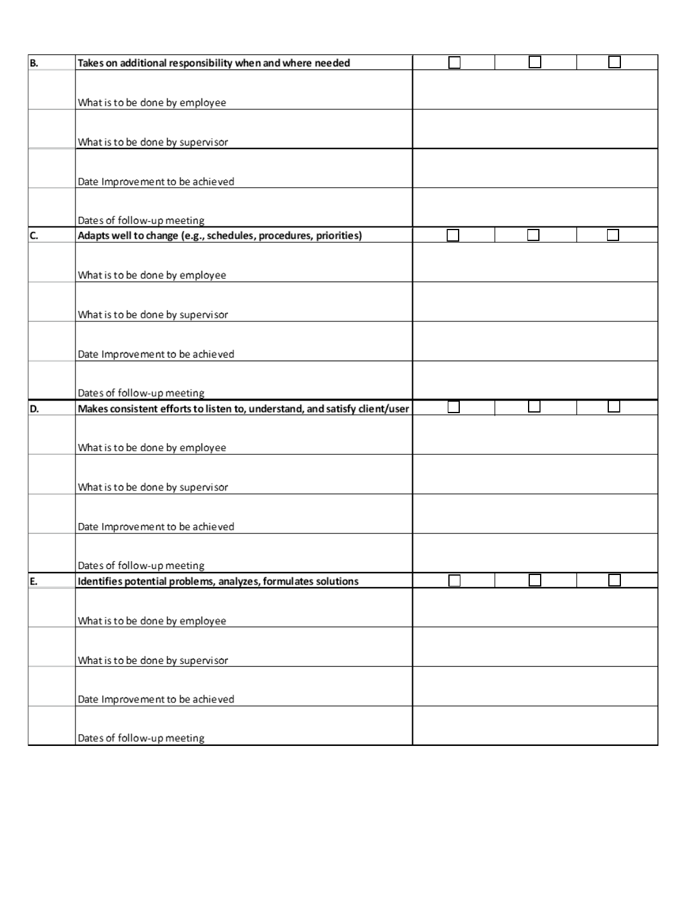| | | | | |
|---|---|---|---|---|
| B. | **Takes on additional responsibility when and where needed** | ☐ | ☐ | ☐ |
| | What is to be done by employee | | | |
| | What is to be done by supervisor | | | |
| | Date Improvement to be achieved | | | |
| | Dates of follow-up meeting | | | |
| C. | **Adapts well to change (e.g., schedules, procedures, priorities)** | ☐ | ☐ | ☐ |
| | What is to be done by employee | | | |
| | What is to be done by supervisor | | | |
| | Date Improvement to be achieved | | | |
| | Dates of follow-up meeting | | | |
| D. | **Makes consistent efforts to listen to, understand, and satisfy client/user** | ☐ | ☐ | ☐ |
| | What is to be done by employee | | | |
| | What is to be done by supervisor | | | |
| | Date Improvement to be achieved | | | |
| | Dates of follow-up meeting | | | |
| E. | **Identifies potential problems, analyzes, formulates solutions** | ☐ | ☐ | ☐ |
| | What is to be done by employee | | | |
| | What is to be done by supervisor | | | |
| | Date Improvement to be achieved | | | |
| | Dates of follow-up meeting | | | |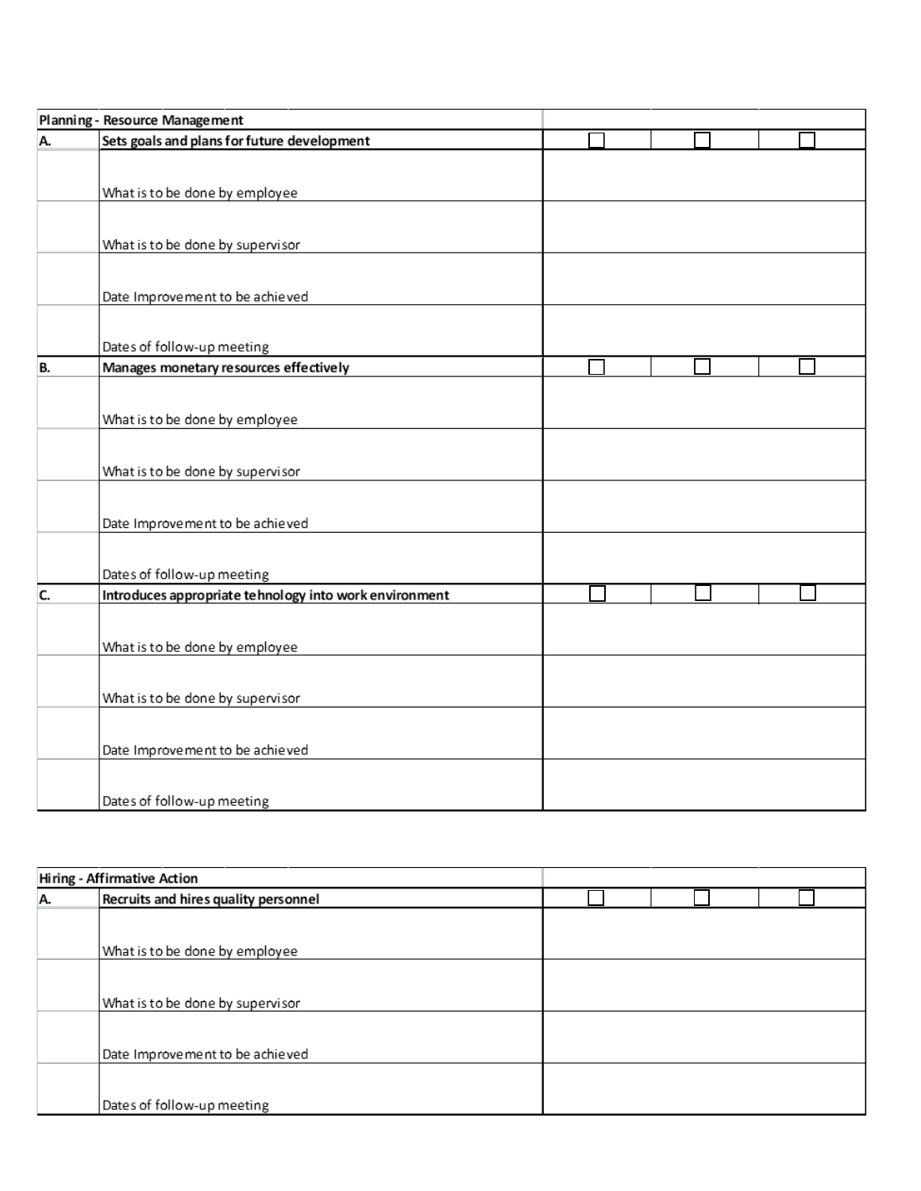| Planning - Resource Management | | | | |
|---|---|---|---|---|
| **A.** | **Sets goals and plans for future development** | ☐ | ☐ | ☐ |
| | What is to be done by employee | | | |
| | What is to be done by supervisor | | | |
| | Date Improvement to be achieved | | | |
| | Dates of follow-up meeting | | | |
| **B.** | **Manages monetary resources effectively** | ☐ | ☐ | ☐ |
| | What is to be done by employee | | | |
| | What is to be done by supervisor | | | |
| | Date Improvement to be achieved | | | |
| | Dates of follow-up meeting | | | |
| **C.** | **Introduces appropriate tehnology into work environment** | ☐ | ☐ | ☐ |
| | What is to be done by employee | | | |
| | What is to be done by supervisor | | | |
| | Date Improvement to be achieved | | | |
| | Dates of follow-up meeting | | | |

| Hiring - Affirmative Action | | | | |
|---|---|---|---|---|
| **A.** | **Recruits and hires quality personnel** | ☐ | ☐ | ☐ |
| | What is to be done by employee | | | |
| | What is to be done by supervisor | | | |
| | Date Improvement to be achieved | | | |
| | Dates of follow-up meeting | | | |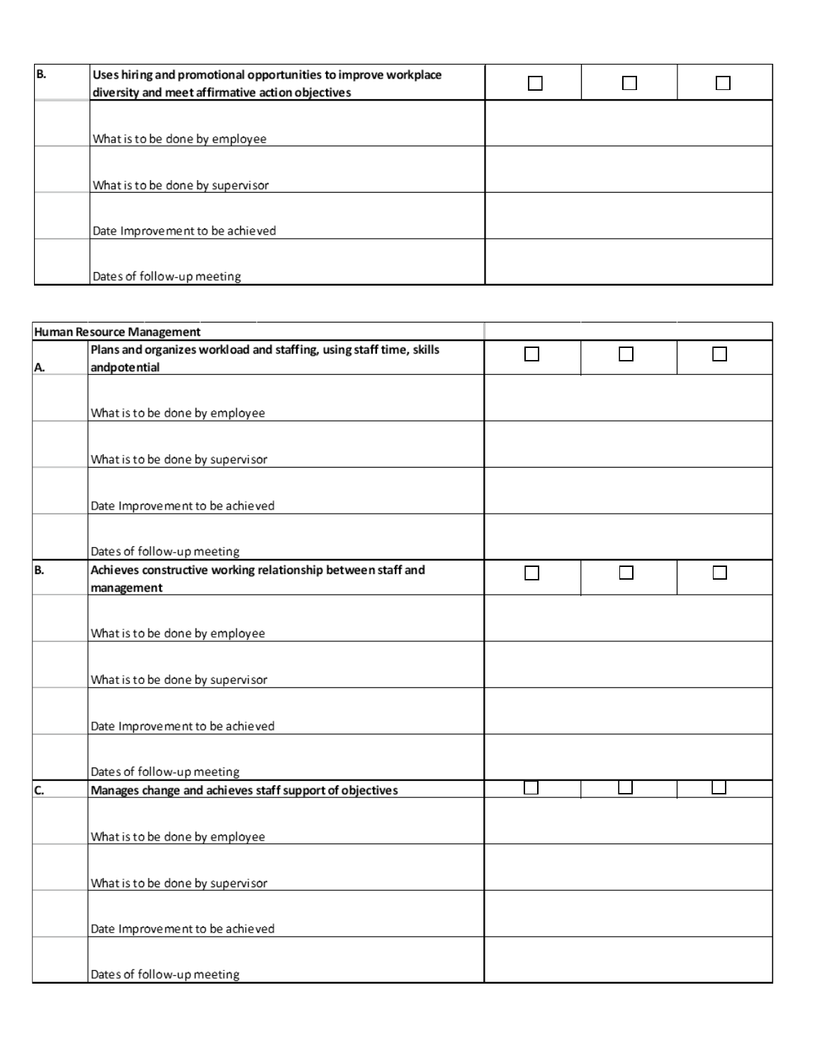| B. | **Uses hiring and promotional opportunities to improve workplace diversity and meet affirmative action objectives** | ☐ | ☐ | ☐ |
|---|---|---|---|---|
| | What is to be done by employee | | | |
| | What is to be done by supervisor | | | |
| | Date Improvement to be achieved | | | |
| | Dates of follow-up meeting | | | |

| **Human Resource Management** | | | | |
|---|---|---|---|---|
| A. | **Plans and organizes workload and staffing, using staff time, skills andpotential** | ☐ | ☐ | ☐ |
| | What is to be done by employee | | | |
| | What is to be done by supervisor | | | |
| | Date Improvement to be achieved | | | |
| | Dates of follow-up meeting | | | |
| B. | **Achieves constructive working relationship between staff and management** | ☐ | ☐ | ☐ |
| | What is to be done by employee | | | |
| | What is to be done by supervisor | | | |
| | Date Improvement to be achieved | | | |
| | Dates of follow-up meeting | | | |
| C. | **Manages change and achieves staff support of objectives** | ☐ | ☐ | ☐ |
| | What is to be done by employee | | | |
| | What is to be done by supervisor | | | |
| | Date Improvement to be achieved | | | |
| | Dates of follow-up meeting | | | |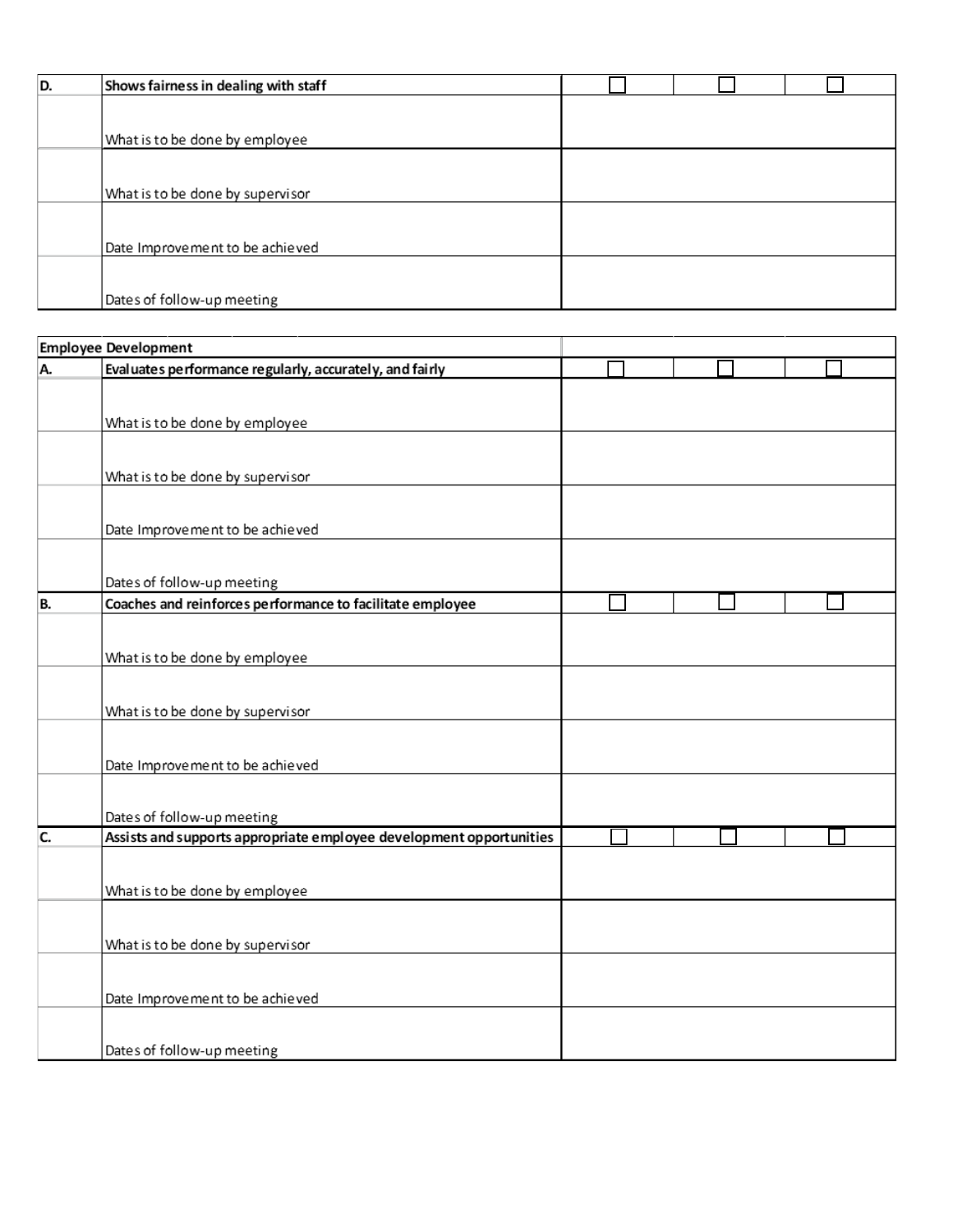| D. | Shows fairness in dealing with staff | ☐ | ☐ | ☐ |
|---|---|---|---|---|
| | What is to be done by employee | | | |
| | What is to be done by supervisor | | | |
| | Date Improvement to be achieved | | | |
| | Dates of follow-up meeting | | | |

| Employee Development | | | | |
|---|---|---|---|---|
| A. | Evaluates performance regularly, accurately, and fairly | ☐ | ☐ | ☐ |
| | What is to be done by employee | | | |
| | What is to be done by supervisor | | | |
| | Date Improvement to be achieved | | | |
| | Dates of follow-up meeting | | | |
| B. | Coaches and reinforces performance to facilitate employee | ☐ | ☐ | ☐ |
| | What is to be done by employee | | | |
| | What is to be done by supervisor | | | |
| | Date Improvement to be achieved | | | |
| | Dates of follow-up meeting | | | |
| C. | Assists and supports appropriate employee development opportunities | ☐ | ☐ | ☐ |
| | What is to be done by employee | | | |
| | What is to be done by supervisor | | | |
| | Date Improvement to be achieved | | | |
| | Dates of follow-up meeting | | | |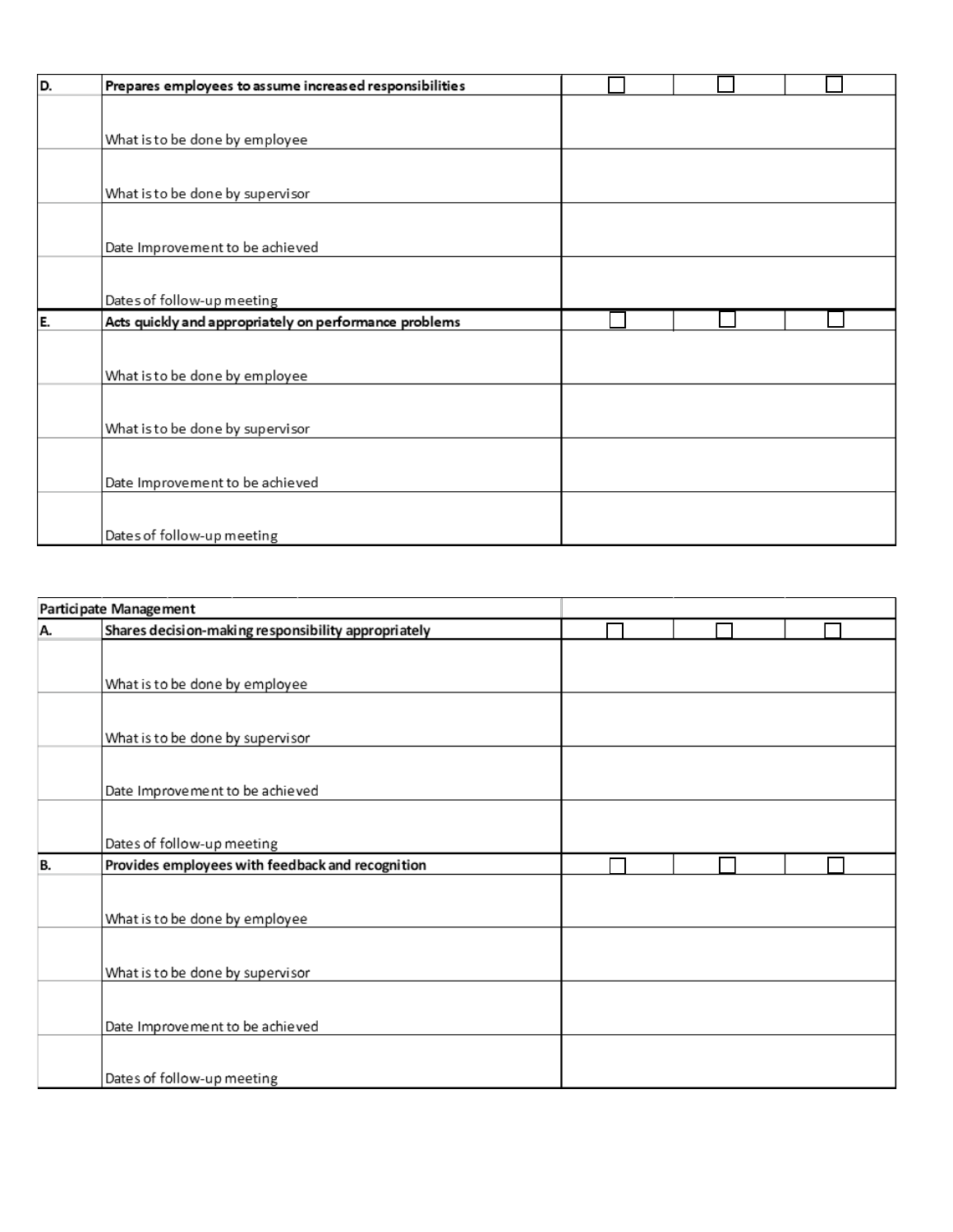| D. | Prepares employees to assume increased responsibilities | ☐ | ☐ | ☐ |
|---|---|---|---|---|
| | What is to be done by employee | | | |
| | What is to be done by supervisor | | | |
| | Date Improvement to be achieved | | | |
| | Dates of follow-up meeting | | | |
| E. | Acts quickly and appropriately on performance problems | ☐ | ☐ | ☐ |
| | What is to be done by employee | | | |
| | What is to be done by supervisor | | | |
| | Date Improvement to be achieved | | | |
| | Dates of follow-up meeting | | | |

| Participate Management | | | | |
|---|---|---|---|---|
| A. | Shares decision-making responsibility appropriately | ☐ | ☐ | ☐ |
| | What is to be done by employee | | | |
| | What is to be done by supervisor | | | |
| | Date Improvement to be achieved | | | |
| | Dates of follow-up meeting | | | |
| B. | Provides employees with feedback and recognition | ☐ | ☐ | ☐ |
| | What is to be done by employee | | | |
| | What is to be done by supervisor | | | |
| | Date Improvement to be achieved | | | |
| | Dates of follow-up meeting | | | |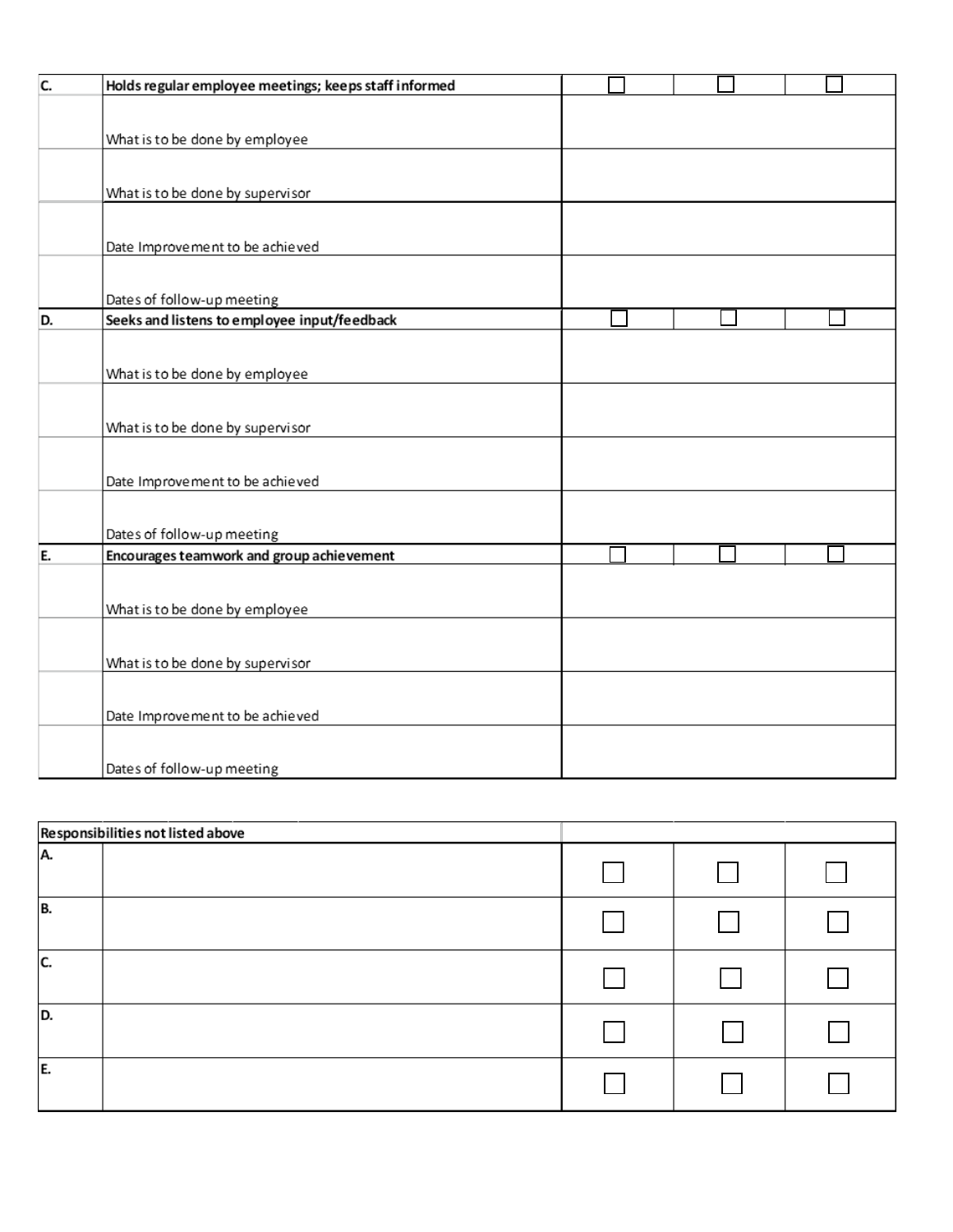| C. | Holds regular employee meetings; keeps staff informed | ☐ | ☐ | ☐ |
|---|---|---|---|---|
| | What is to be done by employee | | | |
| | What is to be done by supervisor | | | |
| | Date Improvement to be achieved | | | |
| | Dates of follow-up meeting | | | |
| D. | Seeks and listens to employee input/feedback | ☐ | ☐ | ☐ |
| | What is to be done by employee | | | |
| | What is to be done by supervisor | | | |
| | Date Improvement to be achieved | | | |
| | Dates of follow-up meeting | | | |
| E. | Encourages teamwork and group achievement | ☐ | ☐ | ☐ |
| | What is to be done by employee | | | |
| | What is to be done by supervisor | | | |
| | Date Improvement to be achieved | | | |
| | Dates of follow-up meeting | | | |

| Responsibilities not listed above | | | | |
|---|---|---|---|---|
| A. | | ☐ | ☐ | ☐ |
| B. | | ☐ | ☐ | ☐ |
| C. | | ☐ | ☐ | ☐ |
| D. | | ☐ | ☐ | ☐ |
| E. | | ☐ | ☐ | ☐ |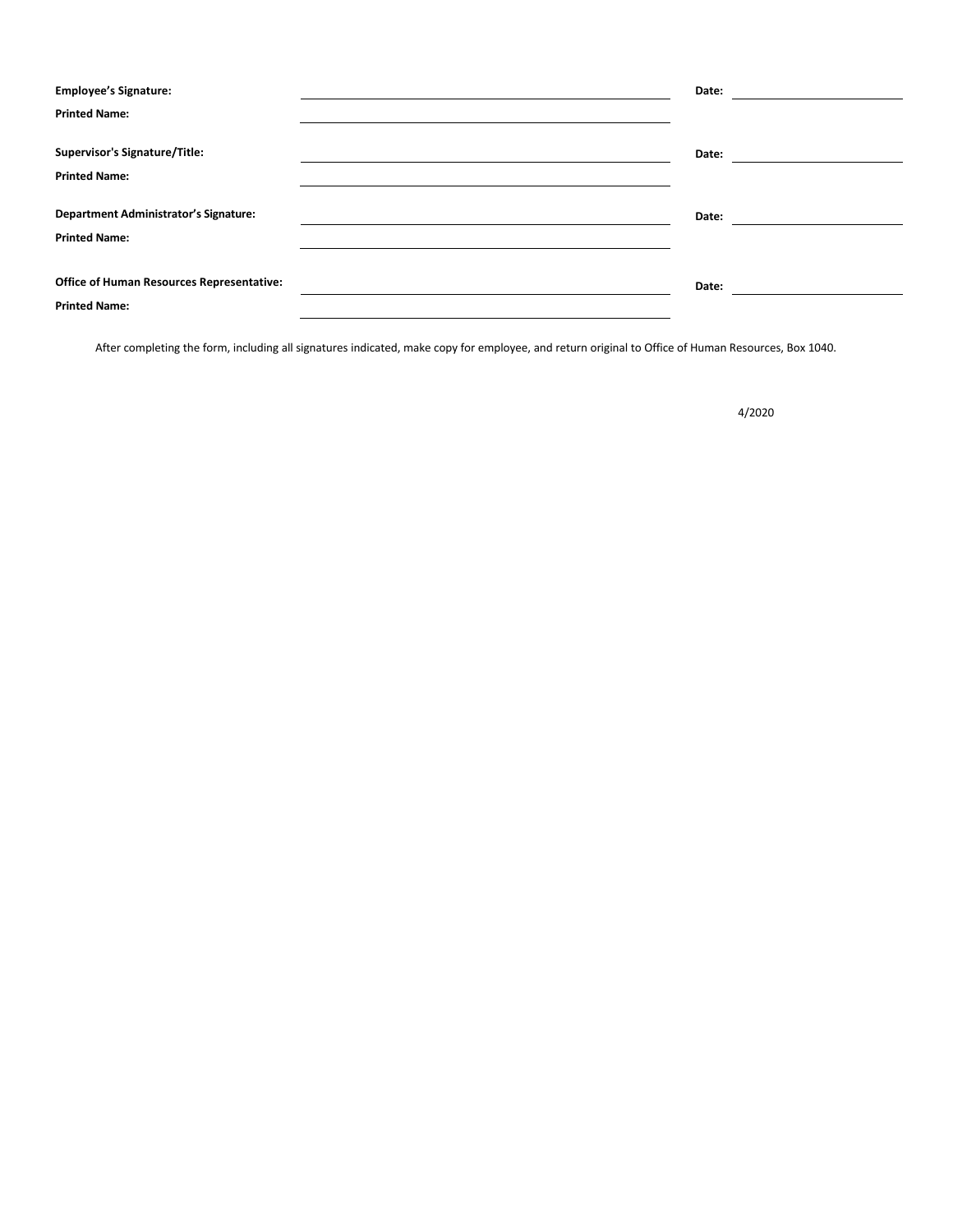**Employee's Signature:** \_\_\_\_\_\_\_\_\_\_\_\_\_\_\_\_\_\_\_\_ **Date:** \_\_\_\_\_\_\_\_\_\_

**Printed Name:** \_\_\_\_\_\_\_\_\_\_\_\_\_\_\_\_\_\_\_\_

**Supervisor's Signature/Title:** \_\_\_\_\_\_\_\_\_\_\_\_\_\_\_\_\_\_\_\_ **Date:** \_\_\_\_\_\_\_\_\_\_

**Printed Name:** \_\_\_\_\_\_\_\_\_\_\_\_\_\_\_\_\_\_\_\_

**Department Administrator's Signature:** \_\_\_\_\_\_\_\_\_\_\_\_\_\_\_\_\_\_\_\_ **Date:** \_\_\_\_\_\_\_\_\_\_

**Printed Name:** \_\_\_\_\_\_\_\_\_\_\_\_\_\_\_\_\_\_\_\_

**Office of Human Resources Representative:** \_\_\_\_\_\_\_\_\_\_\_\_\_\_\_\_\_\_\_\_ **Date:** \_\_\_\_\_\_\_\_\_\_

**Printed Name:** \_\_\_\_\_\_\_\_\_\_\_\_\_\_\_\_\_\_\_\_

After completing the form, including all signatures indicated, make copy for employee, and return original to Office of Human Resources, Box 1040.

4/2020